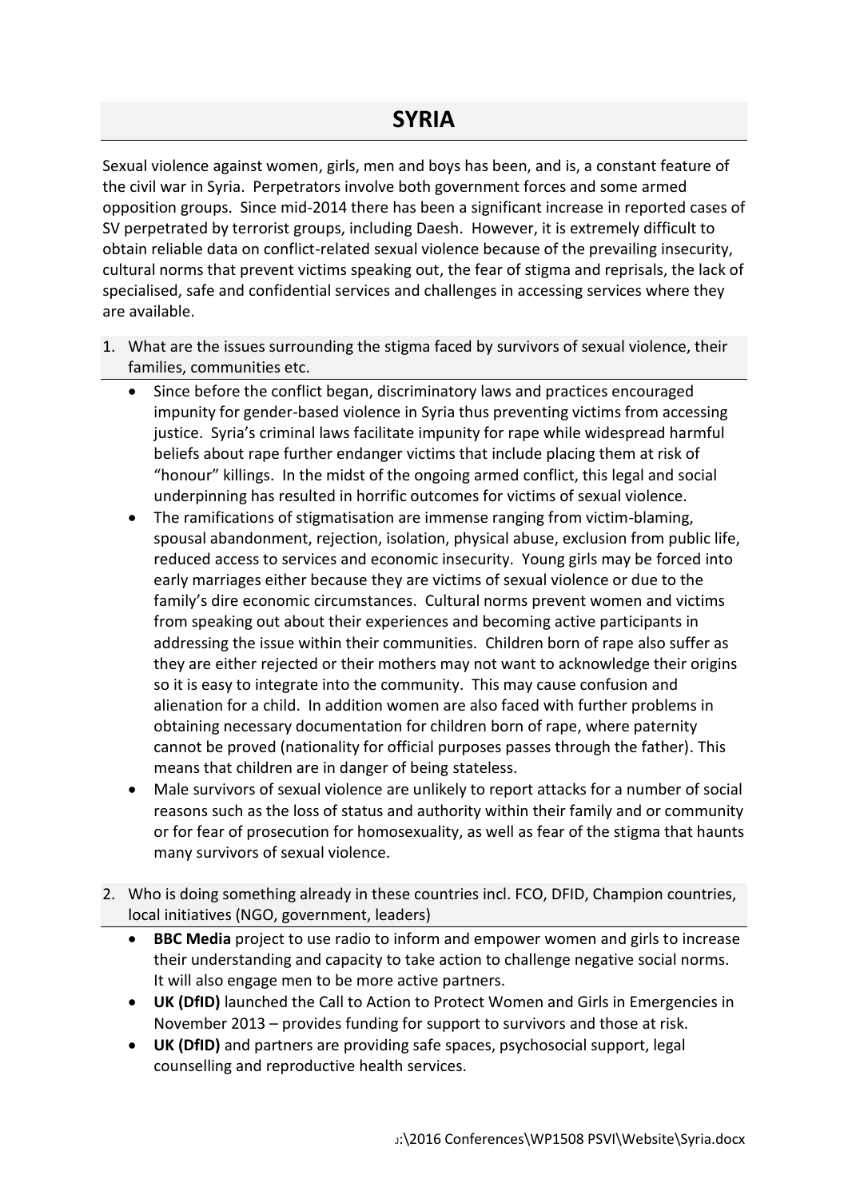# SYRIA

Sexual violence against women, girls, men and boys has been, and is, a constant feature of the civil war in Syria. Perpetrators involve both government forces and some armed opposition groups. Since mid-2014 there has been a significant increase in reported cases of SV perpetrated by terrorist groups, including Daesh. However, it is extremely difficult to obtain reliable data on conflict-related sexual violence because of the prevailing insecurity, cultural norms that prevent victims speaking out, the fear of stigma and reprisals, the lack of specialised, safe and confidential services and challenges in accessing services where they are available.

1. What are the issues surrounding the stigma faced by survivors of sexual violence, their families, communities etc.
   - Since before the conflict began, discriminatory laws and practices encouraged impunity for gender-based violence in Syria thus preventing victims from accessing justice. Syria's criminal laws facilitate impunity for rape while widespread harmful beliefs about rape further endanger victims that include placing them at risk of "honour" killings. In the midst of the ongoing armed conflict, this legal and social underpinning has resulted in horrific outcomes for victims of sexual violence.
   - The ramifications of stigmatisation are immense ranging from victim-blaming, spousal abandonment, rejection, isolation, physical abuse, exclusion from public life, reduced access to services and economic insecurity. Young girls may be forced into early marriages either because they are victims of sexual violence or due to the family's dire economic circumstances. Cultural norms prevent women and victims from speaking out about their experiences and becoming active participants in addressing the issue within their communities. Children born of rape also suffer as they are either rejected or their mothers may not want to acknowledge their origins so it is easy to integrate into the community. This may cause confusion and alienation for a child. In addition women are also faced with further problems in obtaining necessary documentation for children born of rape, where paternity cannot be proved (nationality for official purposes passes through the father). This means that children are in danger of being stateless.
   - Male survivors of sexual violence are unlikely to report attacks for a number of social reasons such as the loss of status and authority within their family and or community or for fear of prosecution for homosexuality, as well as fear of the stigma that haunts many survivors of sexual violence.

2. Who is doing something already in these countries incl. FCO, DFID, Champion countries, local initiatives (NGO, government, leaders)
   - **BBC Media** project to use radio to inform and empower women and girls to increase their understanding and capacity to take action to challenge negative social norms. It will also engage men to be more active partners.
   - **UK (DfID)** launched the Call to Action to Protect Women and Girls in Emergencies in November 2013 – provides funding for support to survivors and those at risk.
   - **UK (DfID)** and partners are providing safe spaces, psychosocial support, legal counselling and reproductive health services.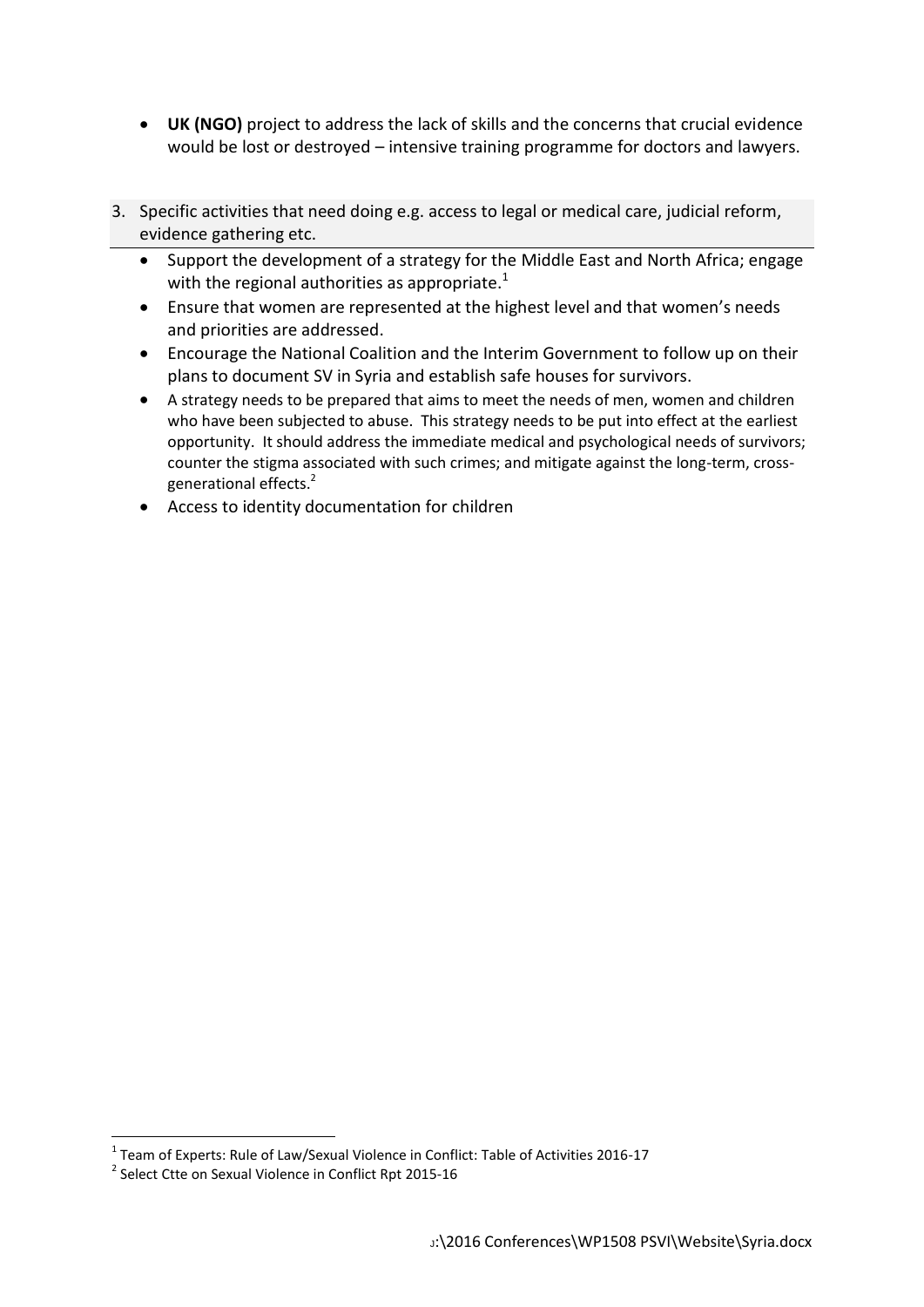- **UK (NGO)** project to address the lack of skills and the concerns that crucial evidence would be lost or destroyed – intensive training programme for doctors and lawyers.

3. Specific activities that need doing e.g. access to legal or medical care, judicial reform, evidence gathering etc.

   - Support the development of a strategy for the Middle East and North Africa; engage with the regional authorities as appropriate.[1]
   - Ensure that women are represented at the highest level and that women's needs and priorities are addressed.
   - Encourage the National Coalition and the Interim Government to follow up on their plans to document SV in Syria and establish safe houses for survivors.
   - A strategy needs to be prepared that aims to meet the needs of men, women and children who have been subjected to abuse. This strategy needs to be put into effect at the earliest opportunity. It should address the immediate medical and psychological needs of survivors; counter the stigma associated with such crimes; and mitigate against the long-term, cross-generational effects.[2]
   - Access to identity documentation for children

---

[1] Team of Experts: Rule of Law/Sexual Violence in Conflict: Table of Activities 2016-17

[2] Select Ctte on Sexual Violence in Conflict Rpt 2015-16